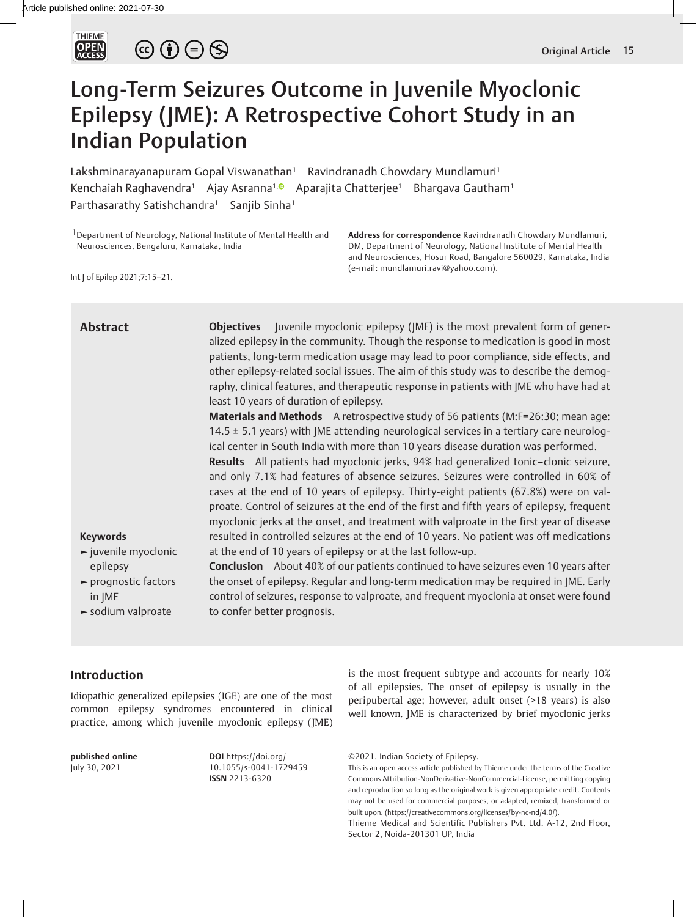# Long-Term Seizures Outcome in Juvenile Myoclonic Epilepsy (JME): A Retrospective Cohort Study in an Indian Population

Lakshminarayanapuram Gopal Viswanathan[1] Ravindranadh Chowdary Mundlamuri[1] Kenchaiah Raghavendra[1] Ajay Asranna[1] Aparajita Chatterjee[1] Bhargava Gautham[1] Parthasarathy Satishchandra[1] Sanjib Sinha[1]

[1]Department of Neurology, National Institute of Mental Health and Neurosciences, Bengaluru, Karnataka, India

**Address for correspondence** Ravindranadh Chowdary Mundlamuri, DM, Department of Neurology, National Institute of Mental Health and Neurosciences, Hosur Road, Bangalore 560029, Karnataka, India (e-mail: mundlamuri.ravi@yahoo.com).

Int J of Epilep 2021;7:15–21.

## Abstract

**Objectives** Juvenile myoclonic epilepsy (JME) is the most prevalent form of generalized epilepsy in the community. Though the response to medication is good in most patients, long-term medication usage may lead to poor compliance, side effects, and other epilepsy-related social issues. The aim of this study was to describe the demography, clinical features, and therapeutic response in patients with JME who have had at least 10 years of duration of epilepsy.

**Materials and Methods** A retrospective study of 56 patients (M:F=26:30; mean age: 14.5 ± 5.1 years) with JME attending neurological services in a tertiary care neurological center in South India with more than 10 years disease duration was performed.

**Results** All patients had myoclonic jerks, 94% had generalized tonic–clonic seizure, and only 7.1% had features of absence seizures. Seizures were controlled in 60% of cases at the end of 10 years of epilepsy. Thirty-eight patients (67.8%) were on valproate. Control of seizures at the end of the first and fifth years of epilepsy, frequent myoclonic jerks at the onset, and treatment with valproate in the first year of disease resulted in controlled seizures at the end of 10 years. No patient was off medications at the end of 10 years of epilepsy or at the last follow-up.

**Conclusion** About 40% of our patients continued to have seizures even 10 years after the onset of epilepsy. Regular and long-term medication may be required in JME. Early control of seizures, response to valproate, and frequent myoclonia at onset were found to confer better prognosis.

**Keywords**

- juvenile myoclonic epilepsy
- prognostic factors in JME
- sodium valproate

## Introduction

Idiopathic generalized epilepsies (IGE) are one of the most common epilepsy syndromes encountered in clinical practice, among which juvenile myoclonic epilepsy (JME) is the most frequent subtype and accounts for nearly 10% of all epilepsies. The onset of epilepsy is usually in the peripubertal age; however, adult onset (>18 years) is also well known. JME is characterized by brief myoclonic jerks

**published online** July 30, 2021

**DOI** https://doi.org/10.1055/s-0041-1729459
**ISSN** 2213-6320

©2021. Indian Society of Epilepsy.

This is an open access article published by Thieme under the terms of the Creative Commons Attribution-NonDerivative-NonCommercial-License, permitting copying and reproduction so long as the original work is given appropriate credit. Contents may not be used for commercial purposes, or adapted, remixed, transformed or built upon. (https://creativecommons.org/licenses/by-nc-nd/4.0/).

Thieme Medical and Scientific Publishers Pvt. Ltd. A-12, 2nd Floor, Sector 2, Noida-201301 UP, India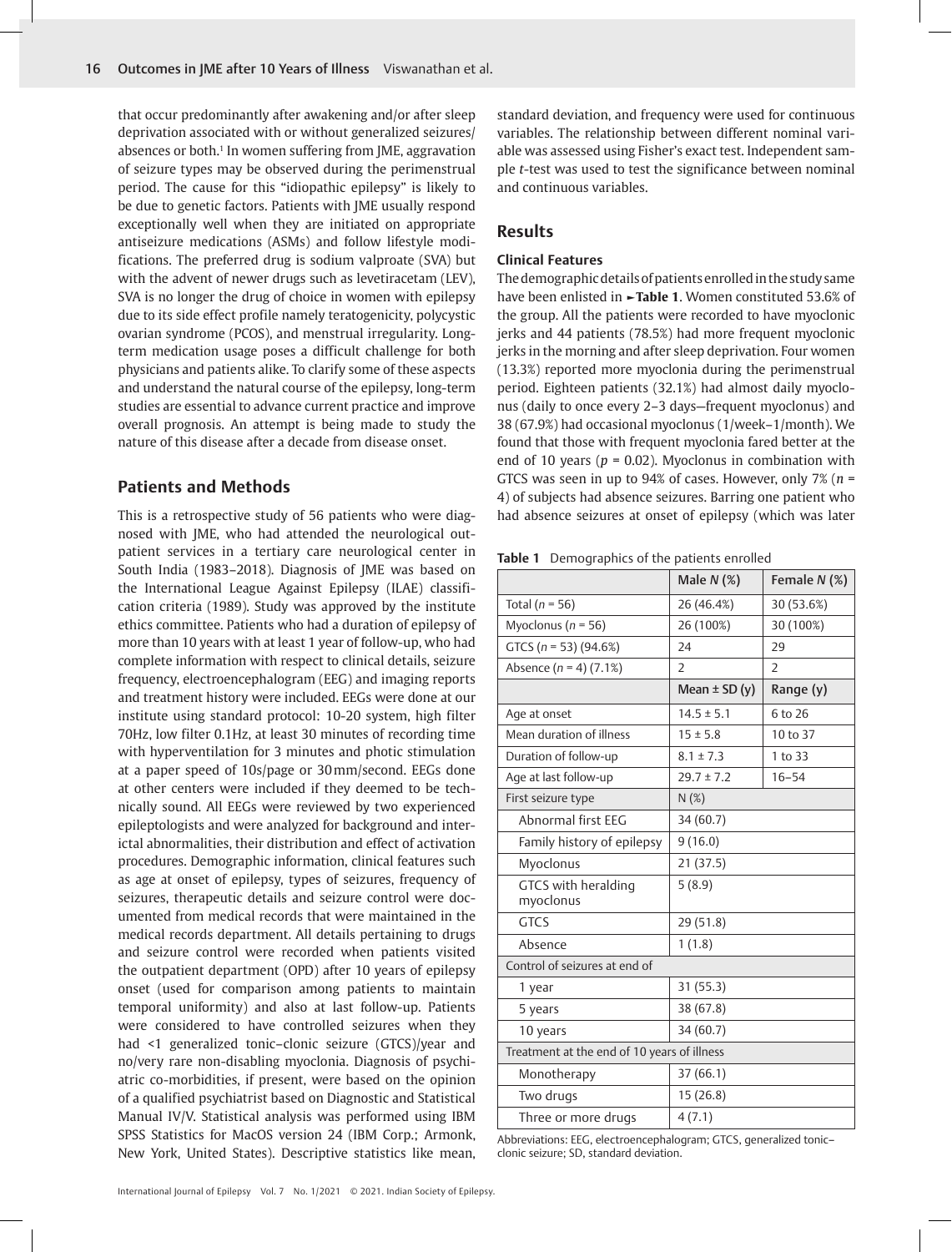that occur predominantly after awakening and/or after sleep deprivation associated with or without generalized seizures/absences or both.[1] In women suffering from JME, aggravation of seizure types may be observed during the perimenstrual period. The cause for this "idiopathic epilepsy" is likely to be due to genetic factors. Patients with JME usually respond exceptionally well when they are initiated on appropriate antiseizure medications (ASMs) and follow lifestyle modifications. The preferred drug is sodium valproate (SVA) but with the advent of newer drugs such as levetiracetam (LEV), SVA is no longer the drug of choice in women with epilepsy due to its side effect profile namely teratogenicity, polycystic ovarian syndrome (PCOS), and menstrual irregularity. Long-term medication usage poses a difficult challenge for both physicians and patients alike. To clarify some of these aspects and understand the natural course of the epilepsy, long-term studies are essential to advance current practice and improve overall prognosis. An attempt is being made to study the nature of this disease after a decade from disease onset.

## Patients and Methods

This is a retrospective study of 56 patients who were diagnosed with JME, who had attended the neurological outpatient services in a tertiary care neurological center in South India (1983–2018). Diagnosis of JME was based on the International League Against Epilepsy (ILAE) classification criteria (1989). Study was approved by the institute ethics committee. Patients who had a duration of epilepsy of more than 10 years with at least 1 year of follow-up, who had complete information with respect to clinical details, seizure frequency, electroencephalogram (EEG) and imaging reports and treatment history were included. EEGs were done at our institute using standard protocol: 10-20 system, high filter 70Hz, low filter 0.1Hz, at least 30 minutes of recording time with hyperventilation for 3 minutes and photic stimulation at a paper speed of 10s/page or 30 mm/second. EEGs done at other centers were included if they deemed to be technically sound. All EEGs were reviewed by two experienced epileptologists and were analyzed for background and interictal abnormalities, their distribution and effect of activation procedures. Demographic information, clinical features such as age at onset of epilepsy, types of seizures, frequency of seizures, therapeutic details and seizure control were documented from medical records that were maintained in the medical records department. All details pertaining to drugs and seizure control were recorded when patients visited the outpatient department (OPD) after 10 years of epilepsy onset (used for comparison among patients to maintain temporal uniformity) and also at last follow-up. Patients were considered to have controlled seizures when they had <1 generalized tonic–clonic seizure (GTCS)/year and no/very rare non-disabling myoclonia. Diagnosis of psychiatric co-morbidities, if present, were based on the opinion of a qualified psychiatrist based on Diagnostic and Statistical Manual IV/V. Statistical analysis was performed using IBM SPSS Statistics for MacOS version 24 (IBM Corp.; Armonk, New York, United States). Descriptive statistics like mean, standard deviation, and frequency were used for continuous variables. The relationship between different nominal variable was assessed using Fisher's exact test. Independent sample *t*-test was used to test the significance between nominal and continuous variables.

## Results

### Clinical Features

The demographic details of patients enrolled in the study same have been enlisted in **Table 1**. Women constituted 53.6% of the group. All the patients were recorded to have myoclonic jerks and 44 patients (78.5%) had more frequent myoclonic jerks in the morning and after sleep deprivation. Four women (13.3%) reported more myoclonia during the perimenstrual period. Eighteen patients (32.1%) had almost daily myoclonus (daily to once every 2–3 days—frequent myoclonus) and 38 (67.9%) had occasional myoclonus (1/week–1/month). We found that those with frequent myoclonia fared better at the end of 10 years ($p = 0.02$). Myoclonus in combination with GTCS was seen in up to 94% of cases. However, only 7% ($n = 4$) of subjects had absence seizures. Barring one patient who had absence seizures at onset of epilepsy (which was later

**Table 1** Demographics of the patients enrolled

| | Male *N* (%) | Female *N* (%) |
|---|---|---|
| Total ($n = 56$) | 26 (46.4%) | 30 (53.6%) |
| Myoclonus ($n = 56$) | 26 (100%) | 30 (100%) |
| GTCS ($n = 53$) (94.6%) | 24 | 29 |
| Absence ($n = 4$) (7.1%) | 2 | 2 |
| | **Mean ± SD (y)** | **Range (y)** |
| Age at onset | 14.5 ± 5.1 | 6 to 26 |
| Mean duration of illness | 15 ± 5.8 | 10 to 37 |
| Duration of follow-up | 8.1 ± 7.3 | 1 to 33 |
| Age at last follow-up | 29.7 ± 7.2 | 16–54 |
| First seizure type | N (%) | |
| Abnormal first EEG | 34 (60.7) | |
| Family history of epilepsy | 9 (16.0) | |
| Myoclonus | 21 (37.5) | |
| GTCS with heralding myoclonus | 5 (8.9) | |
| GTCS | 29 (51.8) | |
| Absence | 1 (1.8) | |
| Control of seizures at end of | | |
| 1 year | 31 (55.3) | |
| 5 years | 38 (67.8) | |
| 10 years | 34 (60.7) | |
| Treatment at the end of 10 years of illness | | |
| Monotherapy | 37 (66.1) | |
| Two drugs | 15 (26.8) | |
| Three or more drugs | 4 (7.1) | |

Abbreviations: EEG, electroencephalogram; GTCS, generalized tonic–clonic seizure; SD, standard deviation.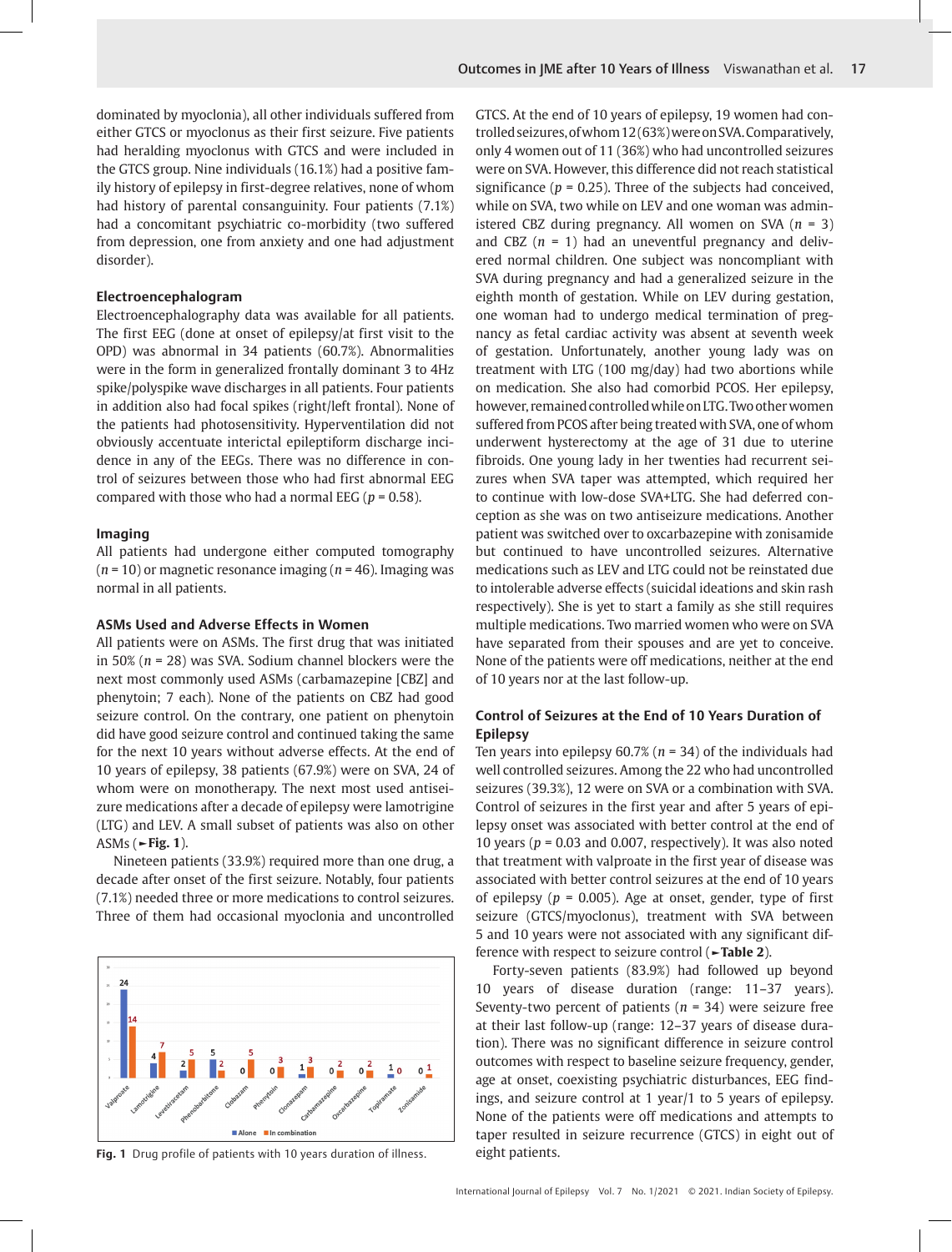dominated by myoclonia), all other individuals suffered from either GTCS or myoclonus as their first seizure. Five patients had heralding myoclonus with GTCS and were included in the GTCS group. Nine individuals (16.1%) had a positive family history of epilepsy in first-degree relatives, none of whom had history of parental consanguinity. Four patients (7.1%) had a concomitant psychiatric co-morbidity (two suffered from depression, one from anxiety and one had adjustment disorder).

### Electroencephalogram

Electroencephalography data was available for all patients. The first EEG (done at onset of epilepsy/at first visit to the OPD) was abnormal in 34 patients (60.7%). Abnormalities were in the form in generalized frontally dominant 3 to 4Hz spike/polyspike wave discharges in all patients. Four patients in addition also had focal spikes (right/left frontal). None of the patients had photosensitivity. Hyperventilation did not obviously accentuate interictal epileptiform discharge incidence in any of the EEGs. There was no difference in control of seizures between those who had first abnormal EEG compared with those who had a normal EEG ($p = 0.58$).

### Imaging

All patients had undergone either computed tomography ($n = 10$) or magnetic resonance imaging ($n = 46$). Imaging was normal in all patients.

### ASMs Used and Adverse Effects in Women

All patients were on ASMs. The first drug that was initiated in 50% ($n = 28$) was SVA. Sodium channel blockers were the next most commonly used ASMs (carbamazepine [CBZ] and phenytoin; 7 each). None of the patients on CBZ had good seizure control. On the contrary, one patient on phenytoin did have good seizure control and continued taking the same for the next 10 years without adverse effects. At the end of 10 years of epilepsy, 38 patients (67.9%) were on SVA, 24 of whom were on monotherapy. The next most used antiseizure medications after a decade of epilepsy were lamotrigine (LTG) and LEV. A small subset of patients was also on other ASMs (►**Fig. 1**).

Nineteen patients (33.9%) required more than one drug, a decade after onset of the first seizure. Notably, four patients (7.1%) needed three or more medications to control seizures. Three of them had occasional myoclonia and uncontrolled GTCS. At the end of 10 years of epilepsy, 19 women had controlled seizures, of whom 12 (63%) were on SVA. Comparatively, only 4 women out of 11 (36%) who had uncontrolled seizures were on SVA. However, this difference did not reach statistical significance ($p = 0.25$). Three of the subjects had conceived, while on SVA, two while on LEV and one woman was administered CBZ during pregnancy. All women on SVA ($n = 3$) and CBZ ($n = 1$) had an uneventful pregnancy and delivered normal children. One subject was noncompliant with SVA during pregnancy and had a generalized seizure in the eighth month of gestation. While on LEV during gestation, one woman had to undergo medical termination of pregnancy as fetal cardiac activity was absent at seventh week of gestation. Unfortunately, another young lady was on treatment with LTG (100 mg/day) had two abortions while on medication. She also had comorbid PCOS. Her epilepsy, however, remained controlled while on LTG. Two other women suffered from PCOS after being treated with SVA, one of whom underwent hysterectomy at the age of 31 due to uterine fibroids. One young lady in her twenties had recurrent seizures when SVA taper was attempted, which required her to continue with low-dose SVA+LTG. She had deferred conception as she was on two antiseizure medications. Another patient was switched over to oxcarbazepine with zonisamide but continued to have uncontrolled seizures. Alternative medications such as LEV and LTG could not be reinstated due to intolerable adverse effects (suicidal ideations and skin rash respectively). She is yet to start a family as she still requires multiple medications. Two married women who were on SVA have separated from their spouses and are yet to conceive. None of the patients were off medications, neither at the end of 10 years nor at the last follow-up.

| | Valproate | Lamotrigine | Levetiracetam | Phenobarbitone | Clobazam | Phenytoin | Clonazepam | Carbamazepine | Oxcarbazepine | Topiramate | Zonisamide |
|---|---|---|---|---|---|---|---|---|---|---|---|
| Alone | 24 | 4 | 2 | 5 | 0 | 0 | 1 | 0 | 0 | 1 | 0 |
| In combination | 14 | 7 | 5 | 2 | 5 | 3 | 3 | 2 | 2 | 0 | 1 |

**Fig. 1** Drug profile of patients with 10 years duration of illness.

### Control of Seizures at the End of 10 Years Duration of Epilepsy

Ten years into epilepsy 60.7% ($n = 34$) of the individuals had well controlled seizures. Among the 22 who had uncontrolled seizures (39.3%), 12 were on SVA or a combination with SVA. Control of seizures in the first year and after 5 years of epilepsy onset was associated with better control at the end of 10 years ($p = 0.03$ and 0.007, respectively). It was also noted that treatment with valproate in the first year of disease was associated with better control seizures at the end of 10 years of epilepsy ($p = 0.005$). Age at onset, gender, type of first seizure (GTCS/myoclonus), treatment with SVA between 5 and 10 years were not associated with any significant difference with respect to seizure control (►**Table 2**).

Forty-seven patients (83.9%) had followed up beyond 10 years of disease duration (range: 11–37 years). Seventy-two percent of patients ($n = 34$) were seizure free at their last follow-up (range: 12–37 years of disease duration). There was no significant difference in seizure control outcomes with respect to baseline seizure frequency, gender, age at onset, coexisting psychiatric disturbances, EEG findings, and seizure control at 1 year/1 to 5 years of epilepsy. None of the patients were off medications and attempts to taper resulted in seizure recurrence (GTCS) in eight out of eight patients.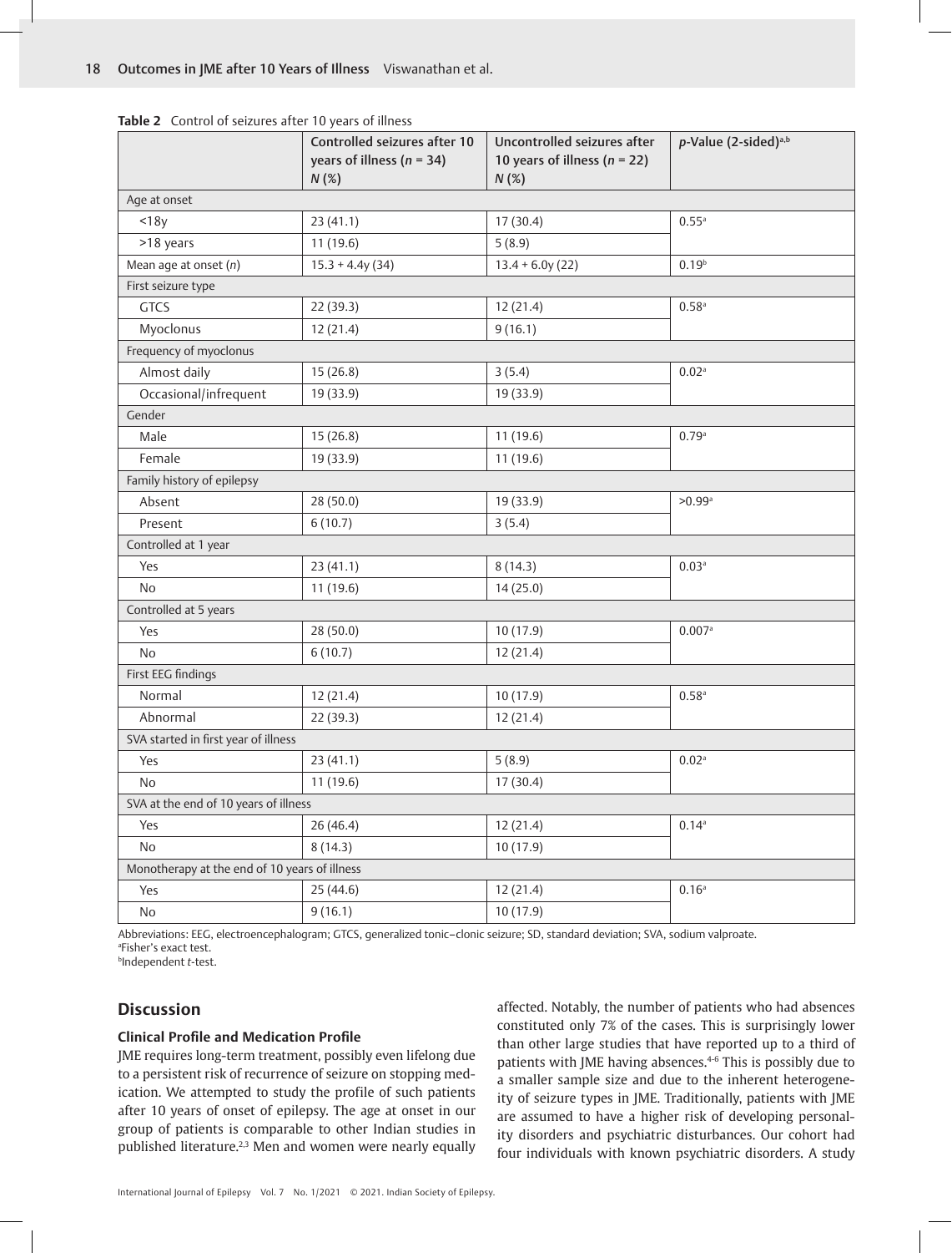**Table 2** Control of seizures after 10 years of illness

| | Controlled seizures after 10 years of illness ($n$ = 34) $N$ (%) | Uncontrolled seizures after 10 years of illness ($n$ = 22) $N$ (%) | $p$-Value (2-sided)[a,b] |
|---|---|---|---|
| Age at onset | | | |
| <18y | 23 (41.1) | 17 (30.4) | 0.55[a] |
| >18 years | 11 (19.6) | 5 (8.9) | |
| Mean age at onset ($n$) | 15.3 + 4.4y (34) | 13.4 + 6.0y (22) | 0.19[b] |
| First seizure type | | | |
| GTCS | 22 (39.3) | 12 (21.4) | 0.58[a] |
| Myoclonus | 12 (21.4) | 9 (16.1) | |
| Frequency of myoclonus | | | |
| Almost daily | 15 (26.8) | 3 (5.4) | 0.02[a] |
| Occasional/infrequent | 19 (33.9) | 19 (33.9) | |
| Gender | | | |
| Male | 15 (26.8) | 11 (19.6) | 0.79[a] |
| Female | 19 (33.9) | 11 (19.6) | |
| Family history of epilepsy | | | |
| Absent | 28 (50.0) | 19 (33.9) | >0.99[a] |
| Present | 6 (10.7) | 3 (5.4) | |
| Controlled at 1 year | | | |
| Yes | 23 (41.1) | 8 (14.3) | 0.03[a] |
| No | 11 (19.6) | 14 (25.0) | |
| Controlled at 5 years | | | |
| Yes | 28 (50.0) | 10 (17.9) | 0.007[a] |
| No | 6 (10.7) | 12 (21.4) | |
| First EEG findings | | | |
| Normal | 12 (21.4) | 10 (17.9) | 0.58[a] |
| Abnormal | 22 (39.3) | 12 (21.4) | |
| SVA started in first year of illness | | | |
| Yes | 23 (41.1) | 5 (8.9) | 0.02[a] |
| No | 11 (19.6) | 17 (30.4) | |
| SVA at the end of 10 years of illness | | | |
| Yes | 26 (46.4) | 12 (21.4) | 0.14[a] |
| No | 8 (14.3) | 10 (17.9) | |
| Monotherapy at the end of 10 years of illness | | | |
| Yes | 25 (44.6) | 12 (21.4) | 0.16[a] |
| No | 9 (16.1) | 10 (17.9) | |

Abbreviations: EEG, electroencephalogram; GTCS, generalized tonic–clonic seizure; SD, standard deviation; SVA, sodium valproate.
[a]Fisher's exact test.
[b]Independent $t$-test.

## Discussion

### Clinical Profile and Medication Profile

JME requires long-term treatment, possibly even lifelong due to a persistent risk of recurrence of seizure on stopping medication. We attempted to study the profile of such patients after 10 years of onset of epilepsy. The age at onset in our group of patients is comparable to other Indian studies in published literature.[2,3] Men and women were nearly equally affected. Notably, the number of patients who had absences constituted only 7% of the cases. This is surprisingly lower than other large studies that have reported up to a third of patients with JME having absences.[4-6] This is possibly due to a smaller sample size and due to the inherent heterogeneity of seizure types in JME. Traditionally, patients with JME are assumed to have a higher risk of developing personality disorders and psychiatric disturbances. Our cohort had four individuals with known psychiatric disorders. A study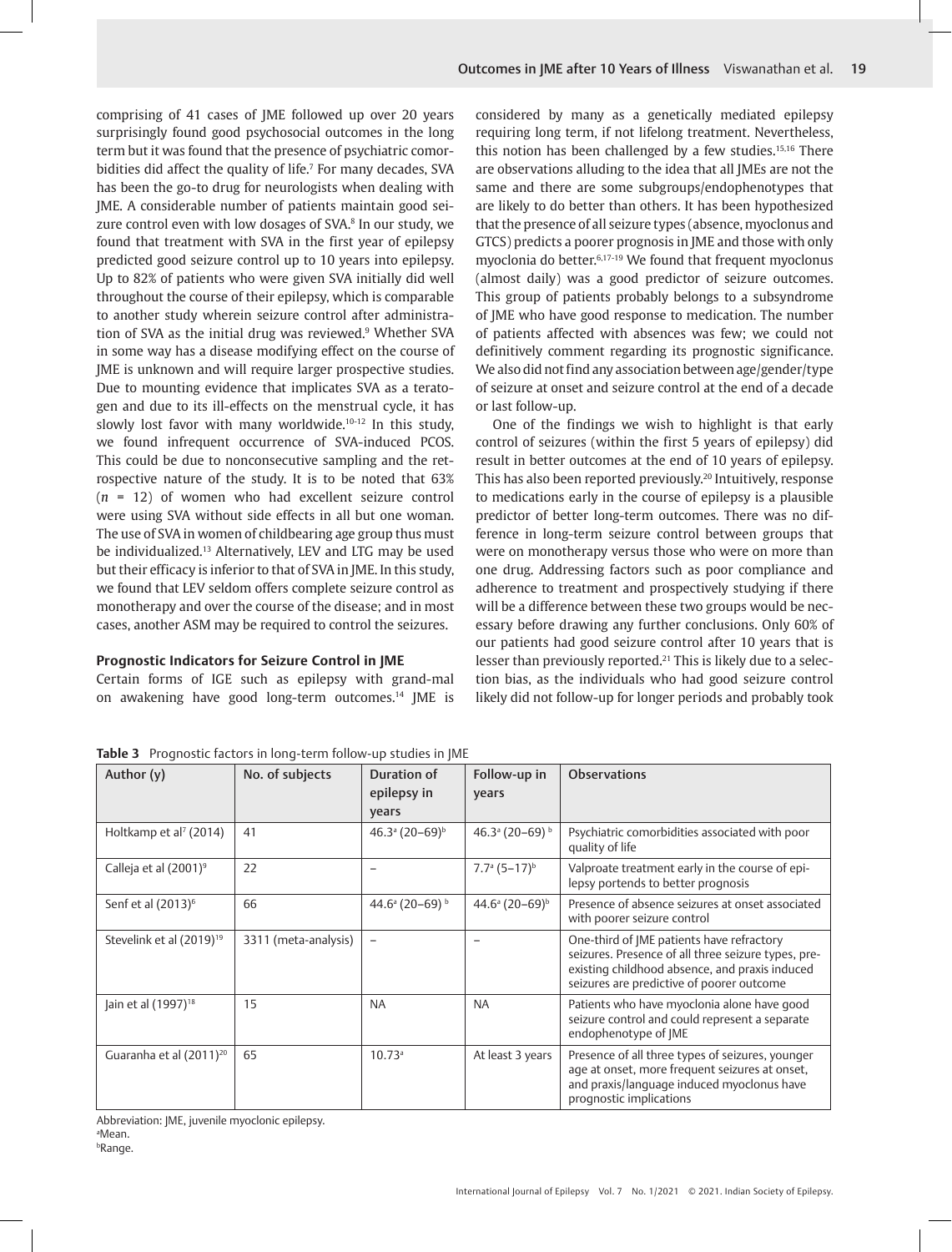comprising of 41 cases of JME followed up over 20 years surprisingly found good psychosocial outcomes in the long term but it was found that the presence of psychiatric comorbidities did affect the quality of life.[7] For many decades, SVA has been the go-to drug for neurologists when dealing with JME. A considerable number of patients maintain good seizure control even with low dosages of SVA.[8] In our study, we found that treatment with SVA in the first year of epilepsy predicted good seizure control up to 10 years into epilepsy. Up to 82% of patients who were given SVA initially did well throughout the course of their epilepsy, which is comparable to another study wherein seizure control after administration of SVA as the initial drug was reviewed.[9] Whether SVA in some way has a disease modifying effect on the course of JME is unknown and will require larger prospective studies. Due to mounting evidence that implicates SVA as a teratogen and due to its ill-effects on the menstrual cycle, it has slowly lost favor with many worldwide.[10-12] In this study, we found infrequent occurrence of SVA-induced PCOS. This could be due to nonconsecutive sampling and the retrospective nature of the study. It is to be noted that 63% (*n* = 12) of women who had excellent seizure control were using SVA without side effects in all but one woman. The use of SVA in women of childbearing age group thus must be individualized.[13] Alternatively, LEV and LTG may be used but their efficacy is inferior to that of SVA in JME. In this study, we found that LEV seldom offers complete seizure control as monotherapy and over the course of the disease; and in most cases, another ASM may be required to control the seizures.

### Prognostic Indicators for Seizure Control in JME

Certain forms of IGE such as epilepsy with grand-mal on awakening have good long-term outcomes.[14] JME is considered by many as a genetically mediated epilepsy requiring long term, if not lifelong treatment. Nevertheless, this notion has been challenged by a few studies.[15,16] There are observations alluding to the idea that all JMEs are not the same and there are some subgroups/endophenotypes that are likely to do better than others. It has been hypothesized that the presence of all seizure types (absence, myoclonus and GTCS) predicts a poorer prognosis in JME and those with only myoclonia do better.[6,17-19] We found that frequent myoclonus (almost daily) was a good predictor of seizure outcomes. This group of patients probably belongs to a subsyndrome of JME who have good response to medication. The number of patients affected with absences was few; we could not definitively comment regarding its prognostic significance. We also did not find any association between age/gender/type of seizure at onset and seizure control at the end of a decade or last follow-up.

One of the findings we wish to highlight is that early control of seizures (within the first 5 years of epilepsy) did result in better outcomes at the end of 10 years of epilepsy. This has also been reported previously.[20] Intuitively, response to medications early in the course of epilepsy is a plausible predictor of better long-term outcomes. There was no difference in long-term seizure control between groups that were on monotherapy versus those who were on more than one drug. Addressing factors such as poor compliance and adherence to treatment and prospectively studying if there will be a difference between these two groups would be necessary before drawing any further conclusions. Only 60% of our patients had good seizure control after 10 years that is lesser than previously reported.[21] This is likely due to a selection bias, as the individuals who had good seizure control likely did not follow-up for longer periods and probably took

**Table 3** Prognostic factors in long-term follow-up studies in JME

| Author (y) | No. of subjects | Duration of epilepsy in years | Follow-up in years | Observations |
|---|---|---|---|---|
| Holtkamp et al[7] (2014) | 41 | 46.3[a] (20–69)[b] | 46.3[a] (20–69)[b] | Psychiatric comorbidities associated with poor quality of life |
| Calleja et al (2001)[9] | 22 | – | 7.7[a] (5–17)[b] | Valproate treatment early in the course of epilepsy portends to better prognosis |
| Senf et al (2013)[6] | 66 | 44.6[a] (20–69)[b] | 44.6[a] (20–69)[b] | Presence of absence seizures at onset associated with poorer seizure control |
| Stevelink et al (2019)[19] | 3311 (meta-analysis) | – | – | One-third of JME patients have refractory seizures. Presence of all three seizure types, pre-existing childhood absence, and praxis induced seizures are predictive of poorer outcome |
| Jain et al (1997)[18] | 15 | NA | NA | Patients who have myoclonia alone have good seizure control and could represent a separate endophenotype of JME |
| Guaranha et al (2011)[20] | 65 | 10.73[a] | At least 3 years | Presence of all three types of seizures, younger age at onset, more frequent seizures at onset, and praxis/language induced myoclonus have prognostic implications |

Abbreviation: JME, juvenile myoclonic epilepsy.
[a]Mean.
[b]Range.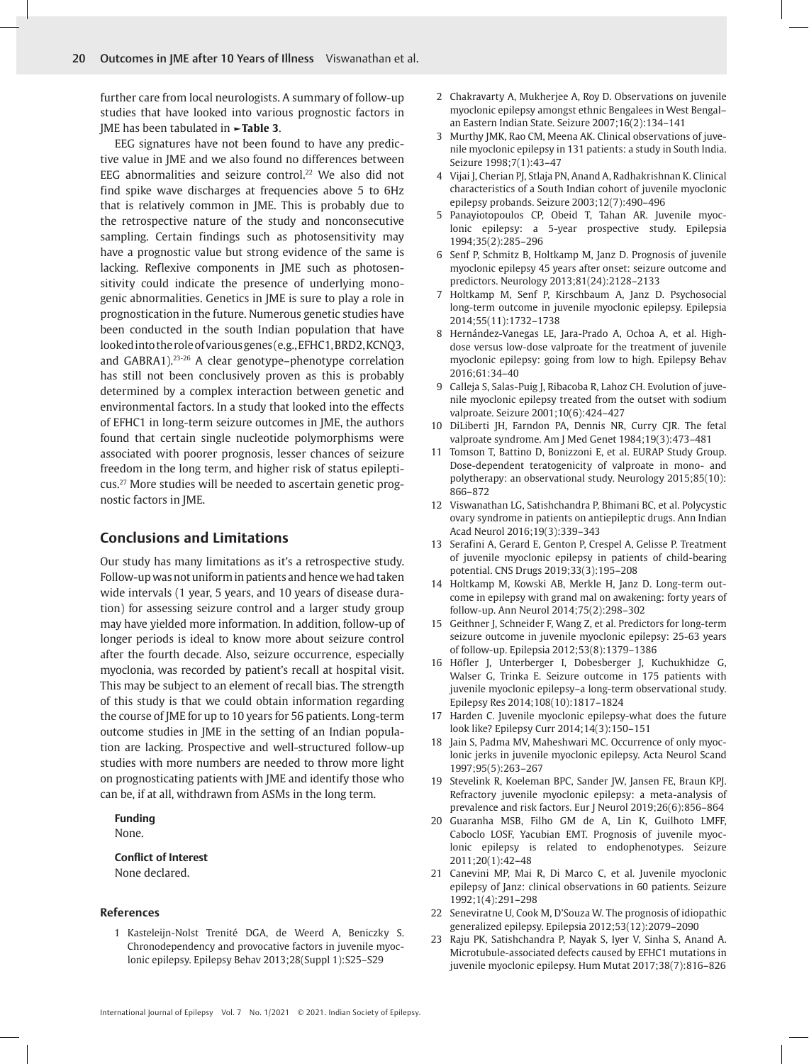further care from local neurologists. A summary of follow-up studies that have looked into various prognostic factors in JME has been tabulated in ►**Table 3**.

EEG signatures have not been found to have any predictive value in JME and we also found no differences between EEG abnormalities and seizure control.[22] We also did not find spike wave discharges at frequencies above 5 to 6Hz that is relatively common in JME. This is probably due to the retrospective nature of the study and nonconsecutive sampling. Certain findings such as photosensitivity may have a prognostic value but strong evidence of the same is lacking. Reflexive components in JME such as photosensitivity could indicate the presence of underlying monogenic abnormalities. Genetics in JME is sure to play a role in prognostication in the future. Numerous genetic studies have been conducted in the south Indian population that have looked into the role of various genes (e.g., EFHC1, BRD2, KCNQ3, and GABRA1).[23-26] A clear genotype–phenotype correlation has still not been conclusively proven as this is probably determined by a complex interaction between genetic and environmental factors. In a study that looked into the effects of EFHC1 in long-term seizure outcomes in JME, the authors found that certain single nucleotide polymorphisms were associated with poorer prognosis, lesser chances of seizure freedom in the long term, and higher risk of status epilepticus.[27] More studies will be needed to ascertain genetic prognostic factors in JME.

## Conclusions and Limitations

Our study has many limitations as it's a retrospective study. Follow-up was not uniform in patients and hence we had taken wide intervals (1 year, 5 years, and 10 years of disease duration) for assessing seizure control and a larger study group may have yielded more information. In addition, follow-up of longer periods is ideal to know more about seizure control after the fourth decade. Also, seizure occurrence, especially myoclonia, was recorded by patient's recall at hospital visit. This may be subject to an element of recall bias. The strength of this study is that we could obtain information regarding the course of JME for up to 10 years for 56 patients. Long-term outcome studies in JME in the setting of an Indian population are lacking. Prospective and well-structured follow-up studies with more numbers are needed to throw more light on prognosticating patients with JME and identify those who can be, if at all, withdrawn from ASMs in the long term.

**Funding**

None.

**Conflict of Interest**

None declared.

### References

1. Kasteleijn-Nolst Trenité DGA, de Weerd A, Beniczky S. Chronodependency and provocative factors in juvenile myoclonic epilepsy. Epilepsy Behav 2013;28(Suppl 1):S25–S29
2. Chakravarty A, Mukherjee A, Roy D. Observations on juvenile myoclonic epilepsy amongst ethnic Bengalees in West Bengal–an Eastern Indian State. Seizure 2007;16(2):134–141
3. Murthy JMK, Rao CM, Meena AK. Clinical observations of juvenile myoclonic epilepsy in 131 patients: a study in South India. Seizure 1998;7(1):43–47
4. Vijai J, Cherian PJ, Stlaja PN, Anand A, Radhakrishnan K. Clinical characteristics of a South Indian cohort of juvenile myoclonic epilepsy probands. Seizure 2003;12(7):490–496
5. Panayiotopoulos CP, Obeid T, Tahan AR. Juvenile myoclonic epilepsy: a 5-year prospective study. Epilepsia 1994;35(2):285–296
6. Senf P, Schmitz B, Holtkamp M, Janz D. Prognosis of juvenile myoclonic epilepsy 45 years after onset: seizure outcome and predictors. Neurology 2013;81(24):2128–2133
7. Holtkamp M, Senf P, Kirschbaum A, Janz D. Psychosocial long-term outcome in juvenile myoclonic epilepsy. Epilepsia 2014;55(11):1732–1738
8. Hernández-Vanegas LE, Jara-Prado A, Ochoa A, et al. High-dose versus low-dose valproate for the treatment of juvenile myoclonic epilepsy: going from low to high. Epilepsy Behav 2016;61:34–40
9. Calleja S, Salas-Puig J, Ribacoba R, Lahoz CH. Evolution of juvenile myoclonic epilepsy treated from the outset with sodium valproate. Seizure 2001;10(6):424–427
10. DiLiberti JH, Farndon PA, Dennis NR, Curry CJR. The fetal valproate syndrome. Am J Med Genet 1984;19(3):473–481
11. Tomson T, Battino D, Bonizzoni E, et al. EURAP Study Group. Dose-dependent teratogenicity of valproate in mono- and polytherapy: an observational study. Neurology 2015;85(10): 866–872
12. Viswanathan LG, Satishchandra P, Bhimani BC, et al. Polycystic ovary syndrome in patients on antiepileptic drugs. Ann Indian Acad Neurol 2016;19(3):339–343
13. Serafini A, Gerard E, Genton P, Crespel A, Gelisse P. Treatment of juvenile myoclonic epilepsy in patients of child-bearing potential. CNS Drugs 2019;33(3):195–208
14. Holtkamp M, Kowski AB, Merkle H, Janz D. Long-term outcome in epilepsy with grand mal on awakening: forty years of follow-up. Ann Neurol 2014;75(2):298–302
15. Geithner J, Schneider F, Wang Z, et al. Predictors for long-term seizure outcome in juvenile myoclonic epilepsy: 25-63 years of follow-up. Epilepsia 2012;53(8):1379–1386
16. Höfler J, Unterberger I, Dobesberger J, Kuchukhidze G, Walser G, Trinka E. Seizure outcome in 175 patients with juvenile myoclonic epilepsy–a long-term observational study. Epilepsy Res 2014;108(10):1817–1824
17. Harden C. Juvenile myoclonic epilepsy-what does the future look like? Epilepsy Curr 2014;14(3):150–151
18. Jain S, Padma MV, Maheshwari MC. Occurrence of only myoclonic jerks in juvenile myoclonic epilepsy. Acta Neurol Scand 1997;95(5):263–267
19. Stevelink R, Koeleman BPC, Sander JW, Jansen FE, Braun KPJ. Refractory juvenile myoclonic epilepsy: a meta-analysis of prevalence and risk factors. Eur J Neurol 2019;26(6):856–864
20. Guaranha MSB, Filho GM de A, Lin K, Guilhoto LMFF, Caboclo LOSF, Yacubian EMT. Prognosis of juvenile myoclonic epilepsy is related to endophenotypes. Seizure 2011;20(1):42–48
21. Canevini MP, Mai R, Di Marco C, et al. Juvenile myoclonic epilepsy of Janz: clinical observations in 60 patients. Seizure 1992;1(4):291–298
22. Seneviratne U, Cook M, D'Souza W. The prognosis of idiopathic generalized epilepsy. Epilepsia 2012;53(12):2079–2090
23. Raju PK, Satishchandra P, Nayak S, Iyer V, Sinha S, Anand A. Microtubule-associated defects caused by EFHC1 mutations in juvenile myoclonic epilepsy. Hum Mutat 2017;38(7):816–826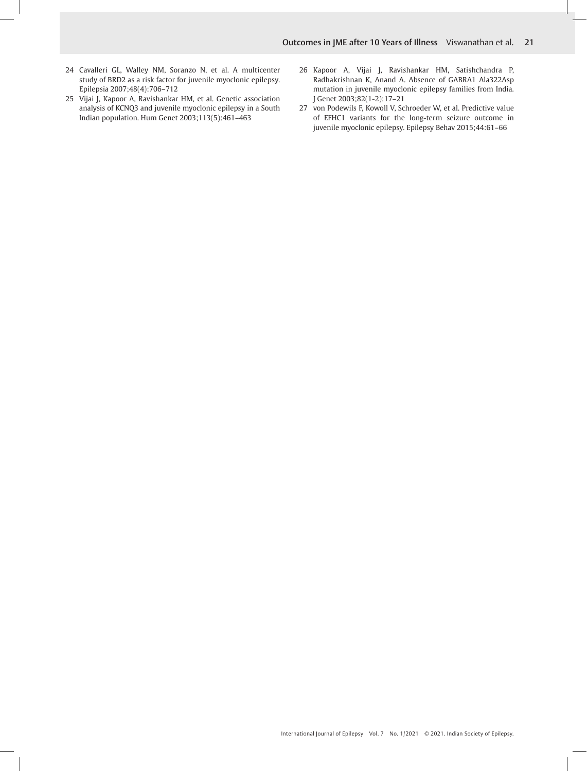24 Cavalleri GL, Walley NM, Soranzo N, et al. A multicenter study of BRD2 as a risk factor for juvenile myoclonic epilepsy. Epilepsia 2007;48(4):706–712

25 Vijai J, Kapoor A, Ravishankar HM, et al. Genetic association analysis of KCNQ3 and juvenile myoclonic epilepsy in a South Indian population. Hum Genet 2003;113(5):461–463

26 Kapoor A, Vijai J, Ravishankar HM, Satishchandra P, Radhakrishnan K, Anand A. Absence of GABRA1 Ala322Asp mutation in juvenile myoclonic epilepsy families from India. J Genet 2003;82(1-2):17–21

27 von Podewils F, Kowoll V, Schroeder W, et al. Predictive value of EFHC1 variants for the long-term seizure outcome in juvenile myoclonic epilepsy. Epilepsy Behav 2015;44:61–66